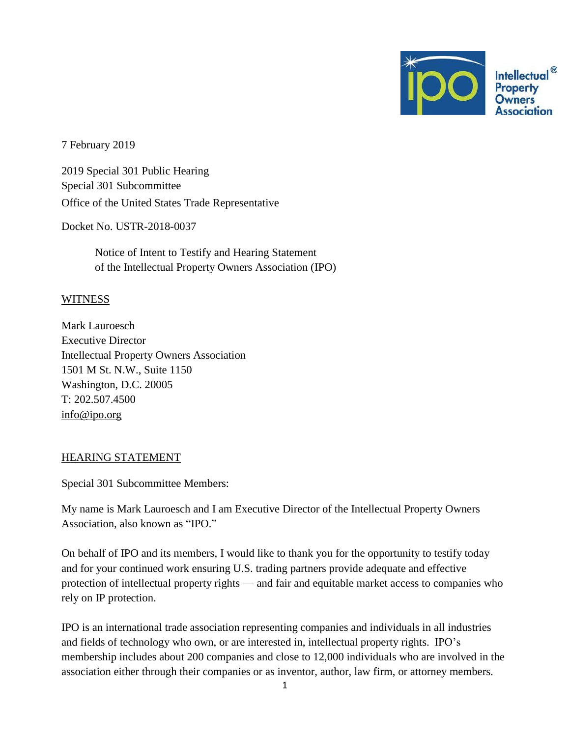7 February 2019

2019 Special 301 Public Hearing
Special 301 Subcommittee
Office of the United States Trade Representative

Docket No. USTR-2018-0037

Notice of Intent to Testify and Hearing Statement
of the Intellectual Property Owners Association (IPO)

WITNESS

Mark Lauroesch
Executive Director
Intellectual Property Owners Association
1501 M St. N.W., Suite 1150
Washington, D.C. 20005
T: 202.507.4500
info@ipo.org

HEARING STATEMENT

Special 301 Subcommittee Members:

My name is Mark Lauroesch and I am Executive Director of the Intellectual Property Owners Association, also known as "IPO."

On behalf of IPO and its members, I would like to thank you for the opportunity to testify today and for your continued work ensuring U.S. trading partners provide adequate and effective protection of intellectual property rights — and fair and equitable market access to companies who rely on IP protection.

IPO is an international trade association representing companies and individuals in all industries and fields of technology who own, or are interested in, intellectual property rights. IPO's membership includes about 200 companies and close to 12,000 individuals who are involved in the association either through their companies or as inventor, author, law firm, or attorney members.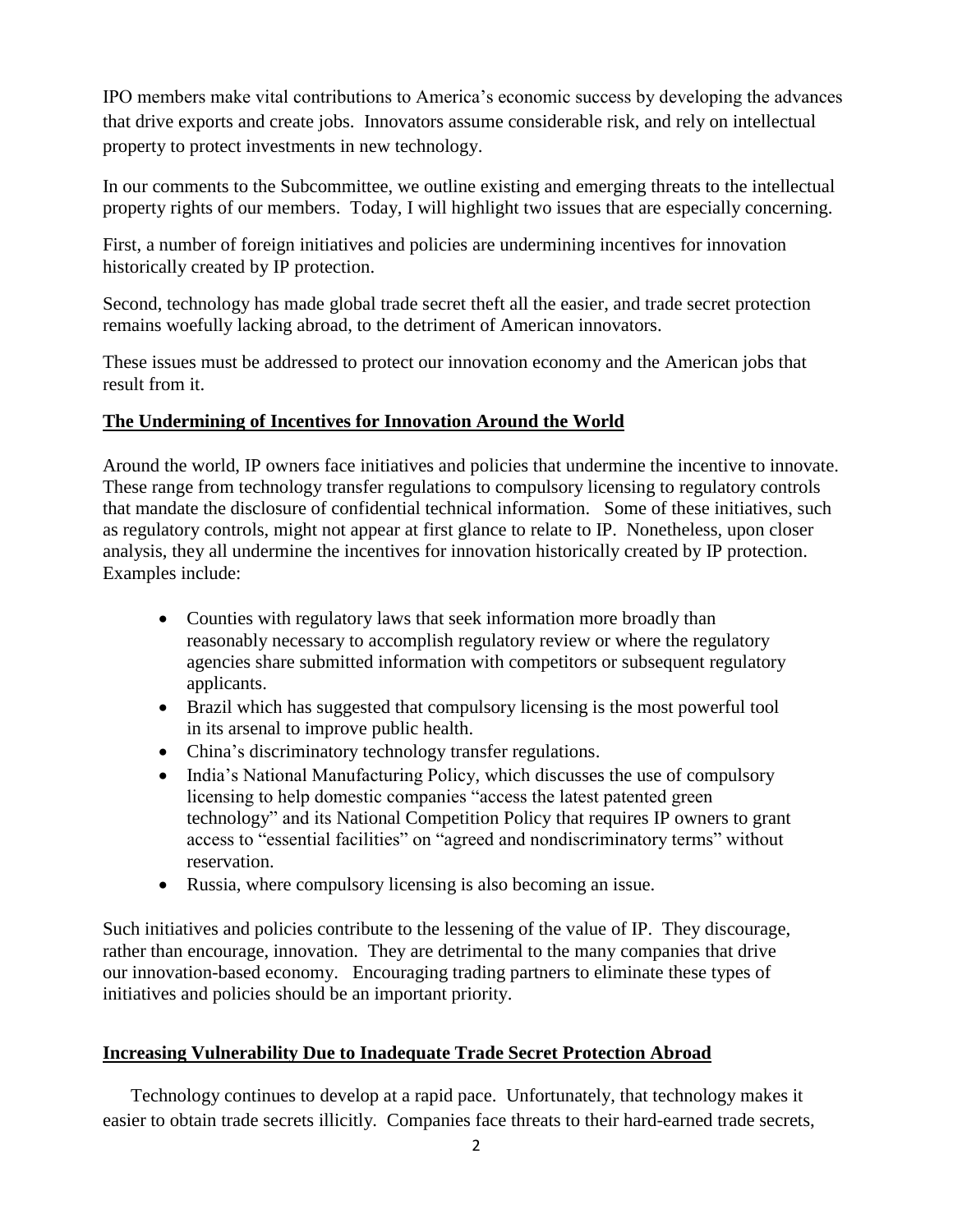IPO members make vital contributions to America's economic success by developing the advances that drive exports and create jobs. Innovators assume considerable risk, and rely on intellectual property to protect investments in new technology.

In our comments to the Subcommittee, we outline existing and emerging threats to the intellectual property rights of our members. Today, I will highlight two issues that are especially concerning.

First, a number of foreign initiatives and policies are undermining incentives for innovation historically created by IP protection.

Second, technology has made global trade secret theft all the easier, and trade secret protection remains woefully lacking abroad, to the detriment of American innovators.

These issues must be addressed to protect our innovation economy and the American jobs that result from it.

**The Undermining of Incentives for Innovation Around the World**

Around the world, IP owners face initiatives and policies that undermine the incentive to innovate. These range from technology transfer regulations to compulsory licensing to regulatory controls that mandate the disclosure of confidential technical information. Some of these initiatives, such as regulatory controls, might not appear at first glance to relate to IP. Nonetheless, upon closer analysis, they all undermine the incentives for innovation historically created by IP protection. Examples include:

- Counties with regulatory laws that seek information more broadly than reasonably necessary to accomplish regulatory review or where the regulatory agencies share submitted information with competitors or subsequent regulatory applicants.
- Brazil which has suggested that compulsory licensing is the most powerful tool in its arsenal to improve public health.
- China's discriminatory technology transfer regulations.
- India's National Manufacturing Policy, which discusses the use of compulsory licensing to help domestic companies "access the latest patented green technology" and its National Competition Policy that requires IP owners to grant access to "essential facilities" on "agreed and nondiscriminatory terms" without reservation.
- Russia, where compulsory licensing is also becoming an issue.

Such initiatives and policies contribute to the lessening of the value of IP. They discourage, rather than encourage, innovation. They are detrimental to the many companies that drive our innovation-based economy. Encouraging trading partners to eliminate these types of initiatives and policies should be an important priority.

**Increasing Vulnerability Due to Inadequate Trade Secret Protection Abroad**

Technology continues to develop at a rapid pace. Unfortunately, that technology makes it easier to obtain trade secrets illicitly. Companies face threats to their hard-earned trade secrets,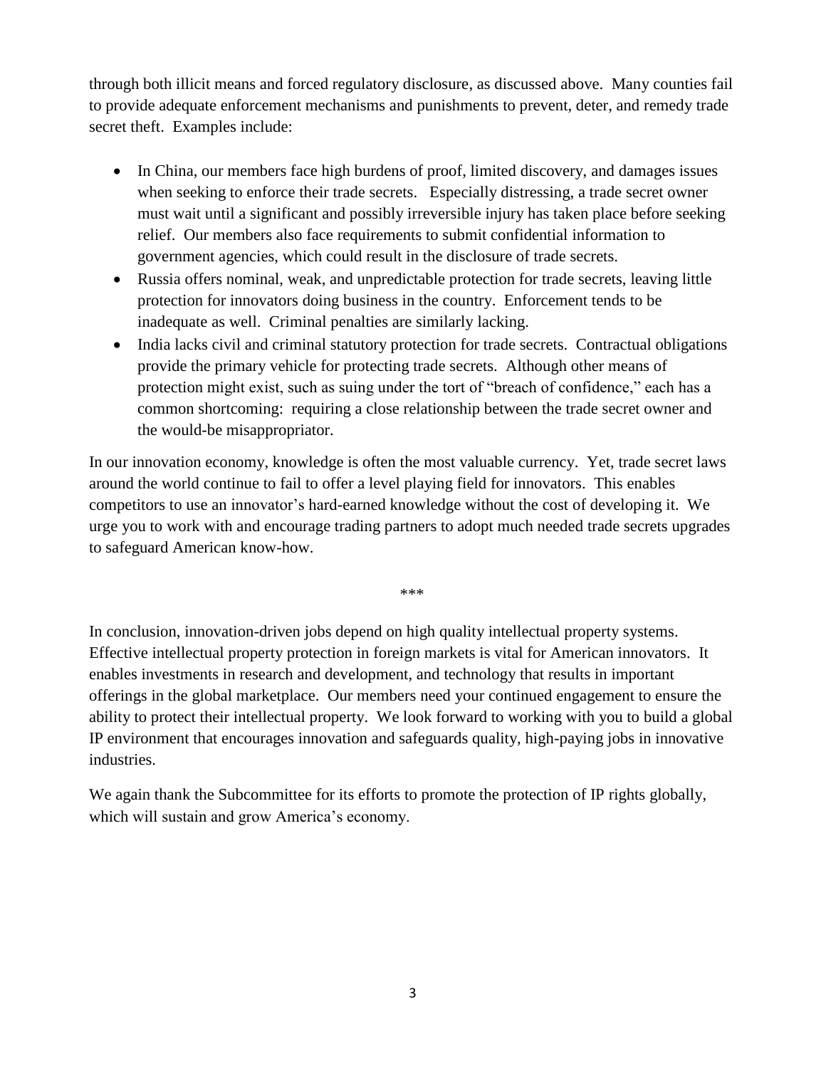through both illicit means and forced regulatory disclosure, as discussed above. Many counties fail to provide adequate enforcement mechanisms and punishments to prevent, deter, and remedy trade secret theft. Examples include:

- In China, our members face high burdens of proof, limited discovery, and damages issues when seeking to enforce their trade secrets. Especially distressing, a trade secret owner must wait until a significant and possibly irreversible injury has taken place before seeking relief. Our members also face requirements to submit confidential information to government agencies, which could result in the disclosure of trade secrets.
- Russia offers nominal, weak, and unpredictable protection for trade secrets, leaving little protection for innovators doing business in the country. Enforcement tends to be inadequate as well. Criminal penalties are similarly lacking.
- India lacks civil and criminal statutory protection for trade secrets. Contractual obligations provide the primary vehicle for protecting trade secrets. Although other means of protection might exist, such as suing under the tort of "breach of confidence," each has a common shortcoming: requiring a close relationship between the trade secret owner and the would-be misappropriator.

In our innovation economy, knowledge is often the most valuable currency. Yet, trade secret laws around the world continue to fail to offer a level playing field for innovators. This enables competitors to use an innovator's hard-earned knowledge without the cost of developing it. We urge you to work with and encourage trading partners to adopt much needed trade secrets upgrades to safeguard American know-how.

***

In conclusion, innovation-driven jobs depend on high quality intellectual property systems. Effective intellectual property protection in foreign markets is vital for American innovators. It enables investments in research and development, and technology that results in important offerings in the global marketplace. Our members need your continued engagement to ensure the ability to protect their intellectual property. We look forward to working with you to build a global IP environment that encourages innovation and safeguards quality, high-paying jobs in innovative industries.

We again thank the Subcommittee for its efforts to promote the protection of IP rights globally, which will sustain and grow America's economy.